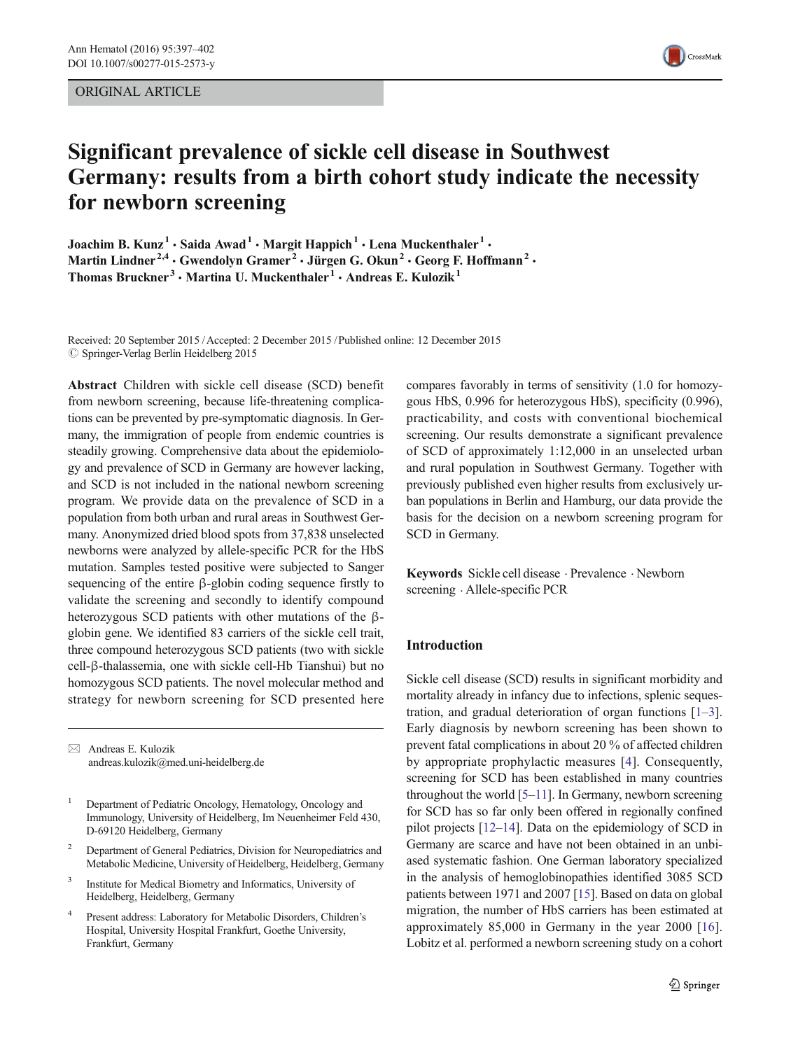ORIGINAL ARTICLE

# Significant prevalence of sickle cell disease in Southwest Germany: results from a birth cohort study indicate the necessity for newborn screening

**Joachim B. Kunz[1] · Saida Awad[1] · Margit Happich[1] · Lena Muckenthaler[1] · Martin Lindner[2,4] · Gwendolyn Gramer[2] · Jürgen G. Okun[2] · Georg F. Hoffmann[2] · Thomas Bruckner[3] · Martina U. Muckenthaler[1] · Andreas E. Kulozik[1]**

Received: 20 September 2015 / Accepted: 2 December 2015 / Published online: 12 December 2015
© Springer-Verlag Berlin Heidelberg 2015

**Abstract** Children with sickle cell disease (SCD) benefit from newborn screening, because life-threatening complications can be prevented by pre-symptomatic diagnosis. In Germany, the immigration of people from endemic countries is steadily growing. Comprehensive data about the epidemiology and prevalence of SCD in Germany are however lacking, and SCD is not included in the national newborn screening program. We provide data on the prevalence of SCD in a population from both urban and rural areas in Southwest Germany. Anonymized dried blood spots from 37,838 unselected newborns were analyzed by allele-specific PCR for the HbS mutation. Samples tested positive were subjected to Sanger sequencing of the entire β-globin coding sequence firstly to validate the screening and secondly to identify compound heterozygous SCD patients with other mutations of the β-globin gene. We identified 83 carriers of the sickle cell trait, three compound heterozygous SCD patients (two with sickle cell-β-thalassemia, one with sickle cell-Hb Tianshui) but no homozygous SCD patients. The novel molecular method and strategy for newborn screening for SCD presented here compares favorably in terms of sensitivity (1.0 for homozygous HbS, 0.996 for heterozygous HbS), specificity (0.996), practicability, and costs with conventional biochemical screening. Our results demonstrate a significant prevalence of SCD of approximately 1:12,000 in an unselected urban and rural population in Southwest Germany. Together with previously published even higher results from exclusively urban populations in Berlin and Hamburg, our data provide the basis for the decision on a newborn screening program for SCD in Germany.

**Keywords** Sickle cell disease · Prevalence · Newborn screening · Allele-specific PCR

✉ Andreas E. Kulozik
andreas.kulozik@med.uni-heidelberg.de

[1] Department of Pediatric Oncology, Hematology, Oncology and Immunology, University of Heidelberg, Im Neuenheimer Feld 430, D-69120 Heidelberg, Germany

[2] Department of General Pediatrics, Division for Neuropediatrics and Metabolic Medicine, University of Heidelberg, Heidelberg, Germany

[3] Institute for Medical Biometry and Informatics, University of Heidelberg, Heidelberg, Germany

[4] Present address: Laboratory for Metabolic Disorders, Children's Hospital, University Hospital Frankfurt, Goethe University, Frankfurt, Germany

## Introduction

Sickle cell disease (SCD) results in significant morbidity and mortality already in infancy due to infections, splenic sequestration, and gradual deterioration of organ functions [1–3]. Early diagnosis by newborn screening has been shown to prevent fatal complications in about 20 % of affected children by appropriate prophylactic measures [4]. Consequently, screening for SCD has been established in many countries throughout the world [5–11]. In Germany, newborn screening for SCD has so far only been offered in regionally confined pilot projects [12–14]. Data on the epidemiology of SCD in Germany are scarce and have not been obtained in an unbiased systematic fashion. One German laboratory specialized in the analysis of hemoglobinopathies identified 3085 SCD patients between 1971 and 2007 [15]. Based on data on global migration, the number of HbS carriers has been estimated at approximately 85,000 in Germany in the year 2000 [16]. Lobitz et al. performed a newborn screening study on a cohort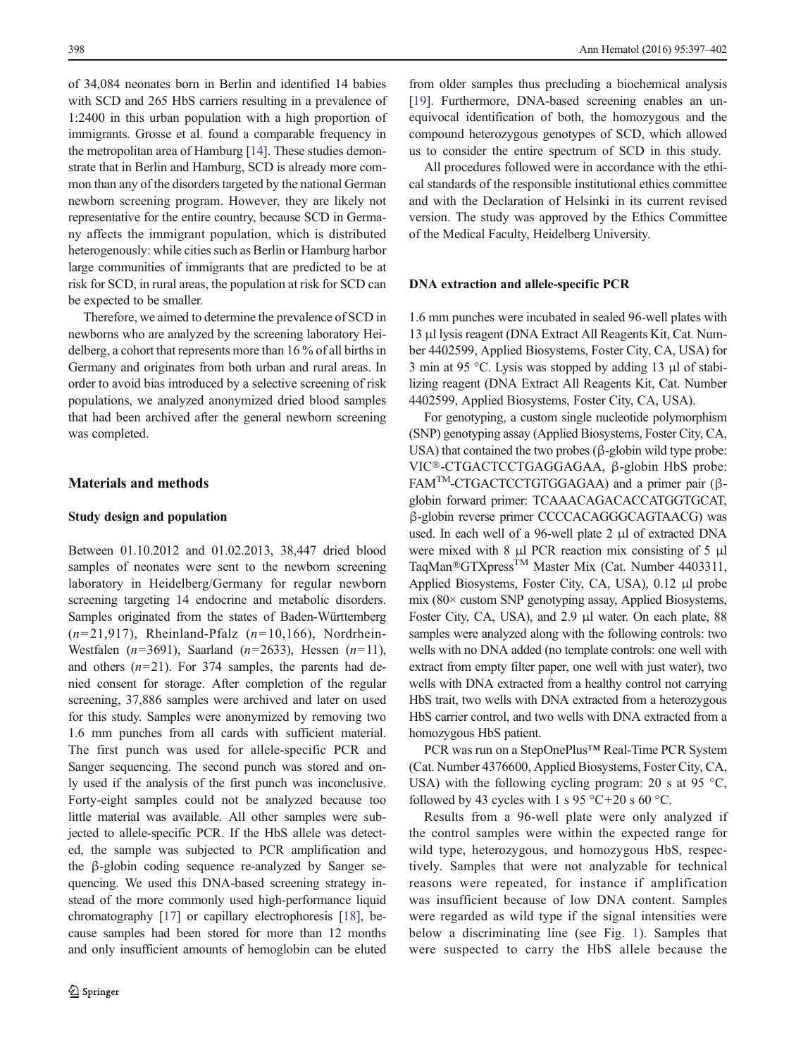of 34,084 neonates born in Berlin and identified 14 babies with SCD and 265 HbS carriers resulting in a prevalence of 1:2400 in this urban population with a high proportion of immigrants. Grosse et al. found a comparable frequency in the metropolitan area of Hamburg [14]. These studies demonstrate that in Berlin and Hamburg, SCD is already more common than any of the disorders targeted by the national German newborn screening program. However, they are likely not representative for the entire country, because SCD in Germany affects the immigrant population, which is distributed heterogenously: while cities such as Berlin or Hamburg harbor large communities of immigrants that are predicted to be at risk for SCD, in rural areas, the population at risk for SCD can be expected to be smaller.

Therefore, we aimed to determine the prevalence of SCD in newborns who are analyzed by the screening laboratory Heidelberg, a cohort that represents more than 16 % of all births in Germany and originates from both urban and rural areas. In order to avoid bias introduced by a selective screening of risk populations, we analyzed anonymized dried blood samples that had been archived after the general newborn screening was completed.

## Materials and methods

### Study design and population

Between 01.10.2012 and 01.02.2013, 38,447 dried blood samples of neonates were sent to the newborn screening laboratory in Heidelberg/Germany for regular newborn screening targeting 14 endocrine and metabolic disorders. Samples originated from the states of Baden-Württemberg ($n=21{,}917$), Rheinland-Pfalz ($n=10{,}166$), Nordrhein-Westfalen ($n=3691$), Saarland ($n=2633$), Hessen ($n=11$), and others ($n=21$). For 374 samples, the parents had denied consent for storage. After completion of the regular screening, 37,886 samples were archived and later on used for this study. Samples were anonymized by removing two 1.6 mm punches from all cards with sufficient material. The first punch was used for allele-specific PCR and Sanger sequencing. The second punch was stored and only used if the analysis of the first punch was inconclusive. Forty-eight samples could not be analyzed because too little material was available. All other samples were subjected to allele-specific PCR. If the HbS allele was detected, the sample was subjected to PCR amplification and the β-globin coding sequence re-analyzed by Sanger sequencing. We used this DNA-based screening strategy instead of the more commonly used high-performance liquid chromatography [17] or capillary electrophoresis [18], because samples had been stored for more than 12 months and only insufficient amounts of hemoglobin can be eluted from older samples thus precluding a biochemical analysis [19]. Furthermore, DNA-based screening enables an unequivocal identification of both, the homozygous and the compound heterozygous genotypes of SCD, which allowed us to consider the entire spectrum of SCD in this study.

All procedures followed were in accordance with the ethical standards of the responsible institutional ethics committee and with the Declaration of Helsinki in its current revised version. The study was approved by the Ethics Committee of the Medical Faculty, Heidelberg University.

### DNA extraction and allele-specific PCR

1.6 mm punches were incubated in sealed 96-well plates with 13 μl lysis reagent (DNA Extract All Reagents Kit, Cat. Number 4402599, Applied Biosystems, Foster City, CA, USA) for 3 min at 95 °C. Lysis was stopped by adding 13 μl of stabilizing reagent (DNA Extract All Reagents Kit, Cat. Number 4402599, Applied Biosystems, Foster City, CA, USA).

For genotyping, a custom single nucleotide polymorphism (SNP) genotyping assay (Applied Biosystems, Foster City, CA, USA) that contained the two probes (β-globin wild type probe: VIC®-CTGACTCCTGAGGAGAA, β-globin HbS probe: FAM™-CTGACTCCTGTGGAGAA) and a primer pair (β-globin forward primer: TCAAACAGACACCATGGTGCAT, β-globin reverse primer CCCCACAGGGCAGTAACG) was used. In each well of a 96-well plate 2 μl of extracted DNA were mixed with 8 μl PCR reaction mix consisting of 5 μl TaqMan®GTXpress™ Master Mix (Cat. Number 4403311, Applied Biosystems, Foster City, CA, USA), 0.12 μl probe mix (80× custom SNP genotyping assay, Applied Biosystems, Foster City, CA, USA), and 2.9 μl water. On each plate, 88 samples were analyzed along with the following controls: two wells with no DNA added (no template controls: one well with extract from empty filter paper, one well with just water), two wells with DNA extracted from a healthy control not carrying HbS trait, two wells with DNA extracted from a heterozygous HbS carrier control, and two wells with DNA extracted from a homozygous HbS patient.

PCR was run on a StepOnePlus™ Real-Time PCR System (Cat. Number 4376600, Applied Biosystems, Foster City, CA, USA) with the following cycling program: 20 s at 95 °C, followed by 43 cycles with 1 s 95 °C+20 s 60 °C.

Results from a 96-well plate were only analyzed if the control samples were within the expected range for wild type, heterozygous, and homozygous HbS, respectively. Samples that were not analyzable for technical reasons were repeated, for instance if amplification was insufficient because of low DNA content. Samples were regarded as wild type if the signal intensities were below a discriminating line (see Fig. 1). Samples that were suspected to carry the HbS allele because the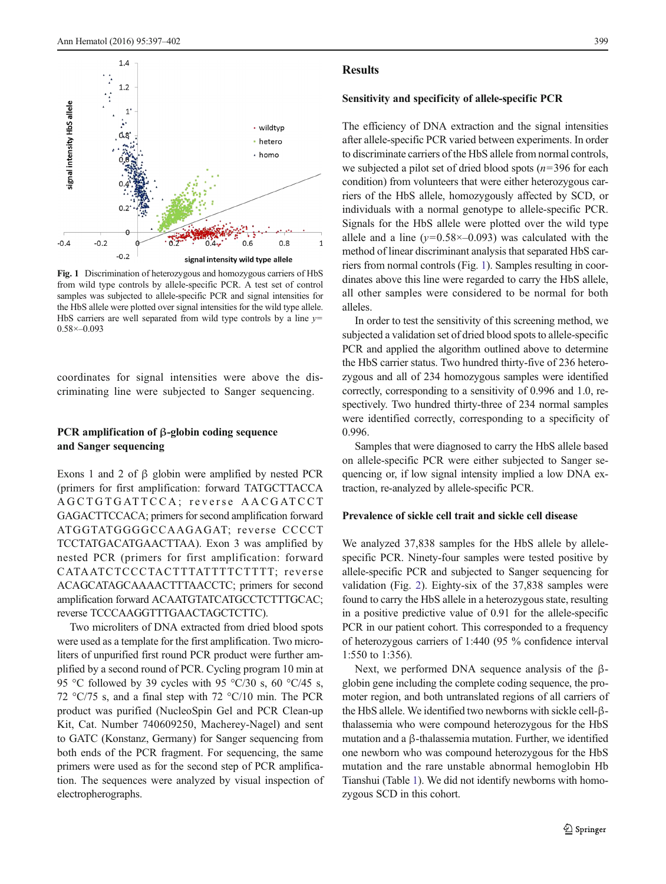Fig. 1 Discrimination of heterozygous and homozygous carriers of HbS from wild type controls by allele-specific PCR. A test set of control samples was subjected to allele-specific PCR and signal intensities for the HbS allele were plotted over signal intensities for the wild type allele. HbS carriers are well separated from wild type controls by a line $y = 0.58\times - 0.093$

coordinates for signal intensities were above the discriminating line were subjected to Sanger sequencing.

### PCR amplification of β-globin coding sequence and Sanger sequencing

Exons 1 and 2 of β globin were amplified by nested PCR (primers for first amplification: forward TATGCTTACCA AGCTGTGATTCCA; reverse AACGATCCT GAGACTTCCACA; primers for second amplification forward ATGGTATGGGGCCAAGAGAT; reverse CCCCT TCCTATGACATGAACTTAA). Exon 3 was amplified by nested PCR (primers for first amplification: forward CATAATCTCCCTACTTTATTTTCTTTT; reverse ACAGCATAGCAAAACTTTAACCTC; primers for second amplification forward ACAATGTATCATGCCTCTTTGCAC; reverse TCCCAAGGTTTGAACTAGCTCTTC).

Two microliters of DNA extracted from dried blood spots were used as a template for the first amplification. Two microliters of unpurified first round PCR product were further amplified by a second round of PCR. Cycling program 10 min at 95 °C followed by 39 cycles with 95 °C/30 s, 60 °C/45 s, 72 °C/75 s, and a final step with 72 °C/10 min. The PCR product was purified (NucleoSpin Gel and PCR Clean-up Kit, Cat. Number 740609250, Macherey-Nagel) and sent to GATC (Konstanz, Germany) for Sanger sequencing from both ends of the PCR fragment. For sequencing, the same primers were used as for the second step of PCR amplification. The sequences were analyzed by visual inspection of electropherographs.

## Results

### Sensitivity and specificity of allele-specific PCR

The efficiency of DNA extraction and the signal intensities after allele-specific PCR varied between experiments. In order to discriminate carriers of the HbS allele from normal controls, we subjected a pilot set of dried blood spots ($n=396$ for each condition) from volunteers that were either heterozygous carriers of the HbS allele, homozygously affected by SCD, or individuals with a normal genotype to allele-specific PCR. Signals for the HbS allele were plotted over the wild type allele and a line ($y=0.58\times-0.093$) was calculated with the method of linear discriminant analysis that separated HbS carriers from normal controls (Fig. 1). Samples resulting in coordinates above this line were regarded to carry the HbS allele, all other samples were considered to be normal for both alleles.

In order to test the sensitivity of this screening method, we subjected a validation set of dried blood spots to allele-specific PCR and applied the algorithm outlined above to determine the HbS carrier status. Two hundred thirty-five of 236 heterozygous and all of 234 homozygous samples were identified correctly, corresponding to a sensitivity of 0.996 and 1.0, respectively. Two hundred thirty-three of 234 normal samples were identified correctly, corresponding to a specificity of 0.996.

Samples that were diagnosed to carry the HbS allele based on allele-specific PCR were either subjected to Sanger sequencing or, if low signal intensity implied a low DNA extraction, re-analyzed by allele-specific PCR.

### Prevalence of sickle cell trait and sickle cell disease

We analyzed 37,838 samples for the HbS allele by allele-specific PCR. Ninety-four samples were tested positive by allele-specific PCR and subjected to Sanger sequencing for validation (Fig. 2). Eighty-six of the 37,838 samples were found to carry the HbS allele in a heterozygous state, resulting in a positive predictive value of 0.91 for the allele-specific PCR in our patient cohort. This corresponded to a frequency of heterozygous carriers of 1:440 (95 % confidence interval 1:550 to 1:356).

Next, we performed DNA sequence analysis of the β-globin gene including the complete coding sequence, the promoter region, and both untranslated regions of all carriers of the HbS allele. We identified two newborns with sickle cell-β-thalassemia who were compound heterozygous for the HbS mutation and a β-thalassemia mutation. Further, we identified one newborn who was compound heterozygous for the HbS mutation and the rare unstable abnormal hemoglobin Hb Tianshui (Table 1). We did not identify newborns with homozygous SCD in this cohort.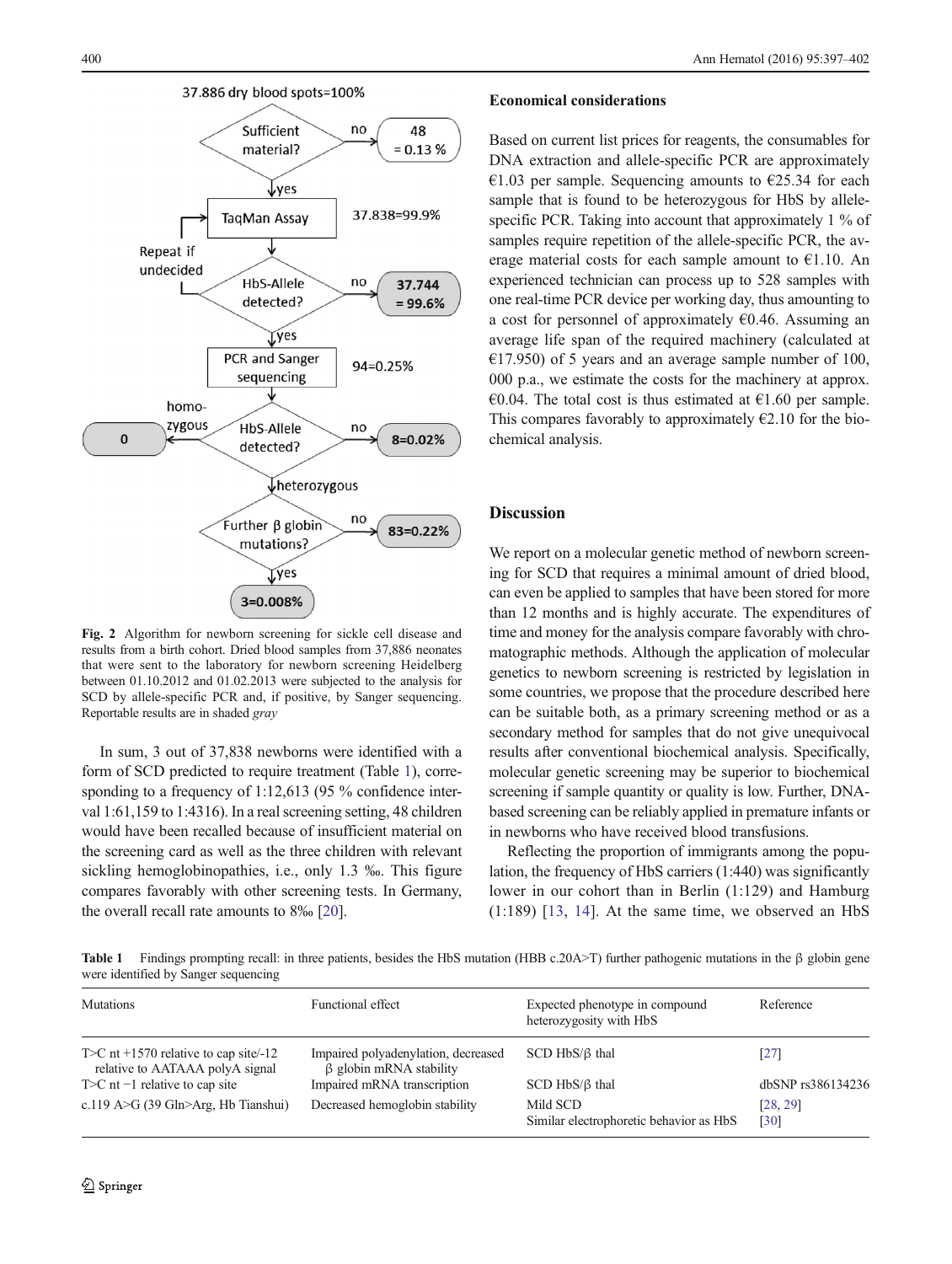Fig. 2 Algorithm for newborn screening for sickle cell disease and results from a birth cohort. Dried blood samples from 37,886 neonates that were sent to the laboratory for newborn screening Heidelberg between 01.10.2012 and 01.02.2013 were subjected to the analysis for SCD by allele-specific PCR and, if positive, by Sanger sequencing. Reportable results are in shaded *gray*

In sum, 3 out of 37,838 newborns were identified with a form of SCD predicted to require treatment (Table 1), corresponding to a frequency of 1:12,613 (95 % confidence interval 1:61,159 to 1:4316). In a real screening setting, 48 children would have been recalled because of insufficient material on the screening card as well as the three children with relevant sickling hemoglobinopathies, i.e., only 1.3 ‰. This figure compares favorably with other screening tests. In Germany, the overall recall rate amounts to 8‰ [20].

### Economical considerations

Based on current list prices for reagents, the consumables for DNA extraction and allele-specific PCR are approximately €1.03 per sample. Sequencing amounts to €25.34 for each sample that is found to be heterozygous for HbS by allele-specific PCR. Taking into account that approximately 1 % of samples require repetition of the allele-specific PCR, the average material costs for each sample amount to €1.10. An experienced technician can process up to 528 samples with one real-time PCR device per working day, thus amounting to a cost for personnel of approximately €0.46. Assuming an average life span of the required machinery (calculated at €17.950) of 5 years and an average sample number of 100, 000 p.a., we estimate the costs for the machinery at approx. €0.04. The total cost is thus estimated at €1.60 per sample. This compares favorably to approximately €2.10 for the biochemical analysis.

## Discussion

We report on a molecular genetic method of newborn screening for SCD that requires a minimal amount of dried blood, can even be applied to samples that have been stored for more than 12 months and is highly accurate. The expenditures of time and money for the analysis compare favorably with chromatographic methods. Although the application of molecular genetics to newborn screening is restricted by legislation in some countries, we propose that the procedure described here can be suitable both, as a primary screening method or as a secondary method for samples that do not give unequivocal results after conventional biochemical analysis. Specifically, molecular genetic screening may be superior to biochemical screening if sample quantity or quality is low. Further, DNA-based screening can be reliably applied in premature infants or in newborns who have received blood transfusions.

Reflecting the proportion of immigrants among the population, the frequency of HbS carriers (1:440) was significantly lower in our cohort than in Berlin (1:129) and Hamburg (1:189) [13, 14]. At the same time, we observed an HbS

Table 1 Findings prompting recall: in three patients, besides the HbS mutation (HBB c.20A>T) further pathogenic mutations in the β globin gene were identified by Sanger sequencing

| Mutations | Functional effect | Expected phenotype in compound heterozygosity with HbS | Reference |
|---|---|---|---|
| T>C nt +1570 relative to cap site/-12 relative to AATAAA polyA signal | Impaired polyadenylation, decreased β globin mRNA stability | SCD HbS/β thal | [27] |
| T>C nt −1 relative to cap site | Impaired mRNA transcription | SCD HbS/β thal | dbSNP rs386134236 |
| c.119 A>G (39 Gln>Arg, Hb Tianshui) | Decreased hemoglobin stability | Mild SCD<br>Similar electrophoretic behavior as HbS | [28, 29]<br>[30] |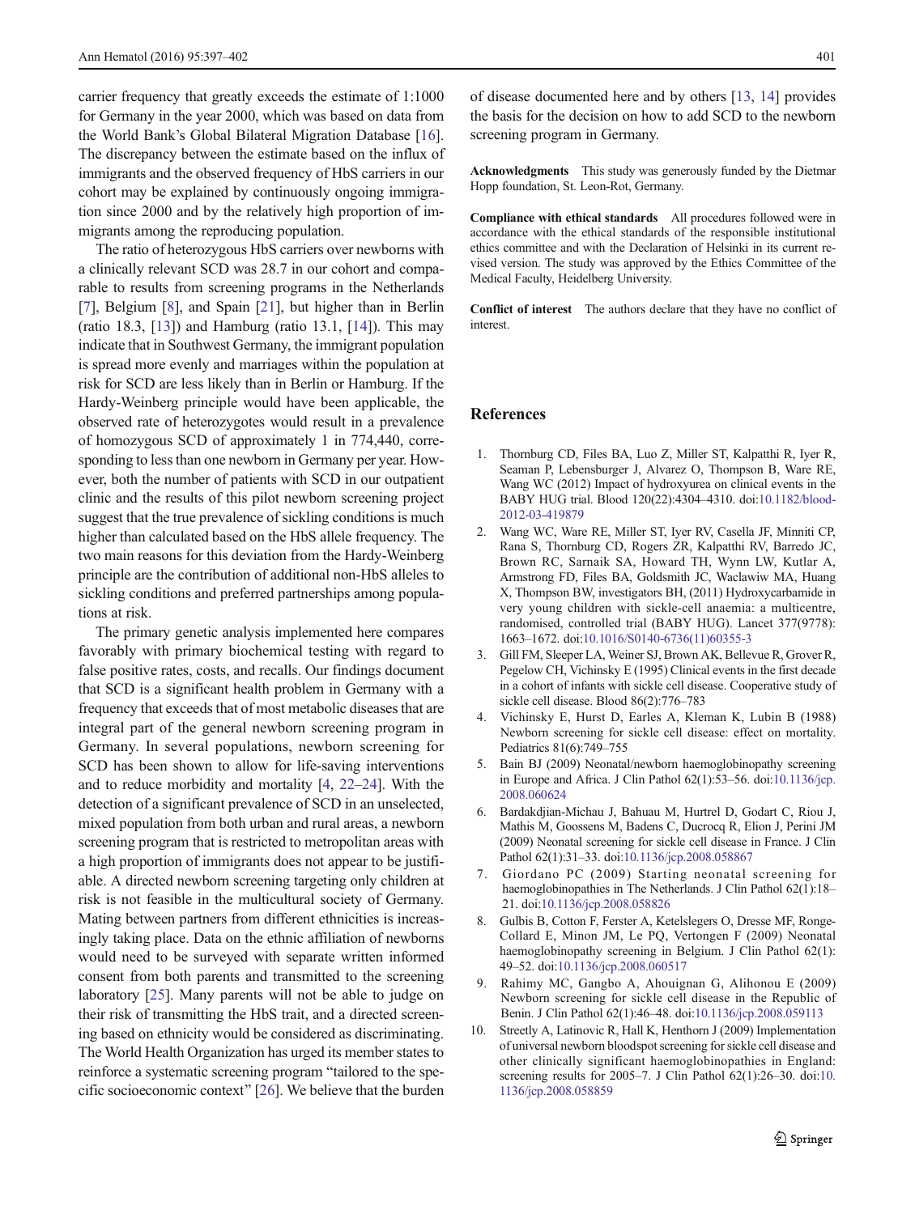carrier frequency that greatly exceeds the estimate of 1:1000 for Germany in the year 2000, which was based on data from the World Bank's Global Bilateral Migration Database [16]. The discrepancy between the estimate based on the influx of immigrants and the observed frequency of HbS carriers in our cohort may be explained by continuously ongoing immigration since 2000 and by the relatively high proportion of immigrants among the reproducing population.

The ratio of heterozygous HbS carriers over newborns with a clinically relevant SCD was 28.7 in our cohort and comparable to results from screening programs in the Netherlands [7], Belgium [8], and Spain [21], but higher than in Berlin (ratio 18.3, [13]) and Hamburg (ratio 13.1, [14]). This may indicate that in Southwest Germany, the immigrant population is spread more evenly and marriages within the population at risk for SCD are less likely than in Berlin or Hamburg. If the Hardy-Weinberg principle would have been applicable, the observed rate of heterozygotes would result in a prevalence of homozygous SCD of approximately 1 in 774,440, corresponding to less than one newborn in Germany per year. However, both the number of patients with SCD in our outpatient clinic and the results of this pilot newborn screening project suggest that the true prevalence of sickling conditions is much higher than calculated based on the HbS allele frequency. The two main reasons for this deviation from the Hardy-Weinberg principle are the contribution of additional non-HbS alleles to sickling conditions and preferred partnerships among populations at risk.

The primary genetic analysis implemented here compares favorably with primary biochemical testing with regard to false positive rates, costs, and recalls. Our findings document that SCD is a significant health problem in Germany with a frequency that exceeds that of most metabolic diseases that are integral part of the general newborn screening program in Germany. In several populations, newborn screening for SCD has been shown to allow for life-saving interventions and to reduce morbidity and mortality [4, 22–24]. With the detection of a significant prevalence of SCD in an unselected, mixed population from both urban and rural areas, a newborn screening program that is restricted to metropolitan areas with a high proportion of immigrants does not appear to be justifiable. A directed newborn screening targeting only children at risk is not feasible in the multicultural society of Germany. Mating between partners from different ethnicities is increasingly taking place. Data on the ethnic affiliation of newborns would need to be surveyed with separate written informed consent from both parents and transmitted to the screening laboratory [25]. Many parents will not be able to judge on their risk of transmitting the HbS trait, and a directed screening based on ethnicity would be considered as discriminating. The World Health Organization has urged its member states to reinforce a systematic screening program "tailored to the specific socioeconomic context" [26]. We believe that the burden of disease documented here and by others [13, 14] provides the basis for the decision on how to add SCD to the newborn screening program in Germany.

**Acknowledgments** This study was generously funded by the Dietmar Hopp foundation, St. Leon-Rot, Germany.

**Compliance with ethical standards** All procedures followed were in accordance with the ethical standards of the responsible institutional ethics committee and with the Declaration of Helsinki in its current revised version. The study was approved by the Ethics Committee of the Medical Faculty, Heidelberg University.

**Conflict of interest** The authors declare that they have no conflict of interest.

## References

1. Thornburg CD, Files BA, Luo Z, Miller ST, Kalpatthi R, Iyer R, Seaman P, Lebensburger J, Alvarez O, Thompson B, Ware RE, Wang WC (2012) Impact of hydroxyurea on clinical events in the BABY HUG trial. Blood 120(22):4304–4310. doi:10.1182/blood-2012-03-419879
2. Wang WC, Ware RE, Miller ST, Iyer RV, Casella JF, Minniti CP, Rana S, Thornburg CD, Rogers ZR, Kalpatthi RV, Barredo JC, Brown RC, Sarnaik SA, Howard TH, Wynn LW, Kutlar A, Armstrong FD, Files BA, Goldsmith JC, Waclawiw MA, Huang X, Thompson BW, investigators BH, (2011) Hydroxycarbamide in very young children with sickle-cell anaemia: a multicentre, randomised, controlled trial (BABY HUG). Lancet 377(9778): 1663–1672. doi:10.1016/S0140-6736(11)60355-3
3. Gill FM, Sleeper LA, Weiner SJ, Brown AK, Bellevue R, Grover R, Pegelow CH, Vichinsky E (1995) Clinical events in the first decade in a cohort of infants with sickle cell disease. Cooperative study of sickle cell disease. Blood 86(2):776–783
4. Vichinsky E, Hurst D, Earles A, Kleman K, Lubin B (1988) Newborn screening for sickle cell disease: effect on mortality. Pediatrics 81(6):749–755
5. Bain BJ (2009) Neonatal/newborn haemoglobinopathy screening in Europe and Africa. J Clin Pathol 62(1):53–56. doi:10.1136/jcp.2008.060624
6. Bardakdjian-Michau J, Bahuau M, Hurtrel D, Godart C, Riou J, Mathis M, Goossens M, Badens C, Ducrocq R, Elion J, Perini JM (2009) Neonatal screening for sickle cell disease in France. J Clin Pathol 62(1):31–33. doi:10.1136/jcp.2008.058867
7. Giordano PC (2009) Starting neonatal screening for haemoglobinopathies in The Netherlands. J Clin Pathol 62(1):18–21. doi:10.1136/jcp.2008.058826
8. Gulbis B, Cotton F, Ferster A, Ketelslegers O, Dresse MF, Ronge-Collard E, Minon JM, Le PQ, Vertongen F (2009) Neonatal haemoglobinopathy screening in Belgium. J Clin Pathol 62(1): 49–52. doi:10.1136/jcp.2008.060517
9. Rahimy MC, Gangbo A, Ahouignan G, Alihonou E (2009) Newborn screening for sickle cell disease in the Republic of Benin. J Clin Pathol 62(1):46–48. doi:10.1136/jcp.2008.059113
10. Streetly A, Latinovic R, Hall K, Henthorn J (2009) Implementation of universal newborn bloodspot screening for sickle cell disease and other clinically significant haemoglobinopathies in England: screening results for 2005–7. J Clin Pathol 62(1):26–30. doi:10.1136/jcp.2008.058859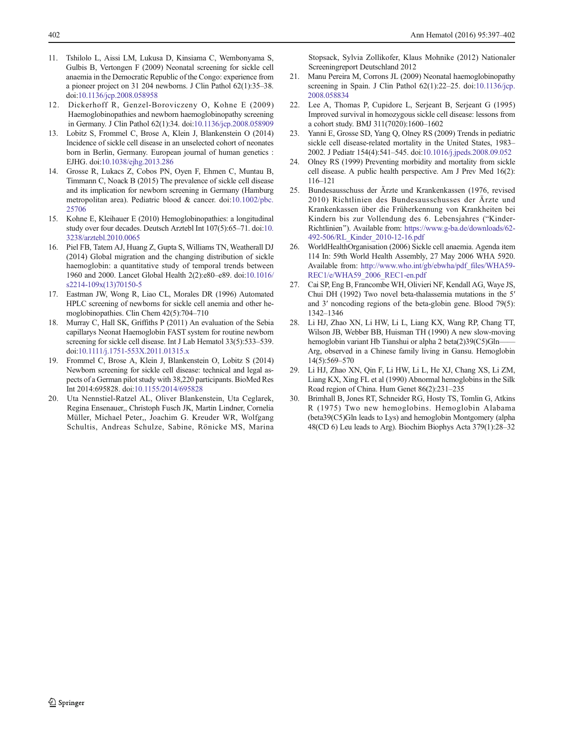11. Tshilolo L, Aissi LM, Lukusa D, Kinsiama C, Wembonyama S, Gulbis B, Vertongen F (2009) Neonatal screening for sickle cell anaemia in the Democratic Republic of the Congo: experience from a pioneer project on 31 204 newborns. J Clin Pathol 62(1):35–38. doi:10.1136/jcp.2008.058958
12. Dickerhoff R, Genzel-Boroviczeny O, Kohne E (2009) Haemoglobinopathies and newborn haemoglobinopathy screening in Germany. J Clin Pathol 62(1):34. doi:10.1136/jcp.2008.058909
13. Lobitz S, Frommel C, Brose A, Klein J, Blankenstein O (2014) Incidence of sickle cell disease in an unselected cohort of neonates born in Berlin, Germany. European journal of human genetics : EJHG. doi:10.1038/ejhg.2013.286
14. Grosse R, Lukacs Z, Cobos PN, Oyen F, Ehmen C, Muntau B, Timmann C, Noack B (2015) The prevalence of sickle cell disease and its implication for newborn screening in Germany (Hamburg metropolitan area). Pediatric blood & cancer. doi:10.1002/pbc.25706
15. Kohne E, Kleihauer E (2010) Hemoglobinopathies: a longitudinal study over four decades. Deutsch Arztebl Int 107(5):65–71. doi:10.3238/arztebl.2010.0065
16. Piel FB, Tatem AJ, Huang Z, Gupta S, Williams TN, Weatherall DJ (2014) Global migration and the changing distribution of sickle haemoglobin: a quantitative study of temporal trends between 1960 and 2000. Lancet Global Health 2(2):e80–e89. doi:10.1016/s2214-109x(13)70150-5
17. Eastman JW, Wong R, Liao CL, Morales DR (1996) Automated HPLC screening of newborns for sickle cell anemia and other hemoglobinopathies. Clin Chem 42(5):704–710
18. Murray C, Hall SK, Griffiths P (2011) An evaluation of the Sebia capillarys Neonat Haemoglobin FAST system for routine newborn screening for sickle cell disease. Int J Lab Hematol 33(5):533–539. doi:10.1111/j.1751-553X.2011.01315.x
19. Frommel C, Brose A, Klein J, Blankenstein O, Lobitz S (2014) Newborn screening for sickle cell disease: technical and legal aspects of a German pilot study with 38,220 participants. BioMed Res Int 2014:695828. doi:10.1155/2014/695828
20. Uta Nennstiel-Ratzel AL, Oliver Blankenstein, Uta Ceglarek, Regina Ensenauer,, Christoph Fusch JK, Martin Lindner, Cornelia Müller, Michael Peter,, Joachim G. Kreuder WR, Wolfgang Schultis, Andreas Schulze, Sabine, Rönicke MS, Marina Stopsack, Sylvia Zollikofer, Klaus Mohnike (2012) Nationaler Screeningreport Deutschland 2012
21. Manu Pereira M, Corrons JL (2009) Neonatal haemoglobinopathy screening in Spain. J Clin Pathol 62(1):22–25. doi:10.1136/jcp.2008.058834
22. Lee A, Thomas P, Cupidore L, Serjeant B, Serjeant G (1995) Improved survival in homozygous sickle cell disease: lessons from a cohort study. BMJ 311(7020):1600–1602
23. Yanni E, Grosse SD, Yang Q, Olney RS (2009) Trends in pediatric sickle cell disease-related mortality in the United States, 1983–2002. J Pediatr 154(4):541–545. doi:10.1016/j.jpeds.2008.09.052
24. Olney RS (1999) Preventing morbidity and mortality from sickle cell disease. A public health perspective. Am J Prev Med 16(2):116–121
25. Bundesausschuss der Ärzte und Krankenkassen (1976, revised 2010) Richtlinien des Bundesausschusses der Ärzte und Krankenkassen über die Früherkennung von Krankheiten bei Kindern bis zur Vollendung des 6. Lebensjahres ("Kinder-Richtlinien"). Available from: https://www.g-ba.de/downloads/62-492-506/RL_Kinder_2010-12-16.pdf
26. WorldHealthOrganisation (2006) Sickle cell anaemia. Agenda item 114 In: 59th World Health Assembly, 27 May 2006 WHA 5920. Available from: http://www.who.int/gb/ebwha/pdf_files/WHA59-REC1/e/WHA59_2006_REC1-en.pdf
27. Cai SP, Eng B, Francombe WH, Olivieri NF, Kendall AG, Waye JS, Chui DH (1992) Two novel beta-thalassemia mutations in the 5′ and 3′ noncoding regions of the beta-globin gene. Blood 79(5):1342–1346
28. Li HJ, Zhao XN, Li HW, Li L, Liang KX, Wang RP, Chang TT, Wilson JB, Webber BB, Huisman TH (1990) A new slow-moving hemoglobin variant Hb Tianshui or alpha 2 beta(2)39(C5)Gln——Arg, observed in a Chinese family living in Gansu. Hemoglobin 14(5):569–570
29. Li HJ, Zhao XN, Qin F, Li HW, Li L, He XJ, Chang XS, Li ZM, Liang KX, Xing FL et al (1990) Abnormal hemoglobins in the Silk Road region of China. Hum Genet 86(2):231–235
30. Brimhall B, Jones RT, Schneider RG, Hosty TS, Tomlin G, Atkins R (1975) Two new hemoglobins. Hemoglobin Alabama (beta39(C5)Gln leads to Lys) and hemoglobin Montgomery (alpha 48(CD 6) Leu leads to Arg). Biochim Biophys Acta 379(1):28–32